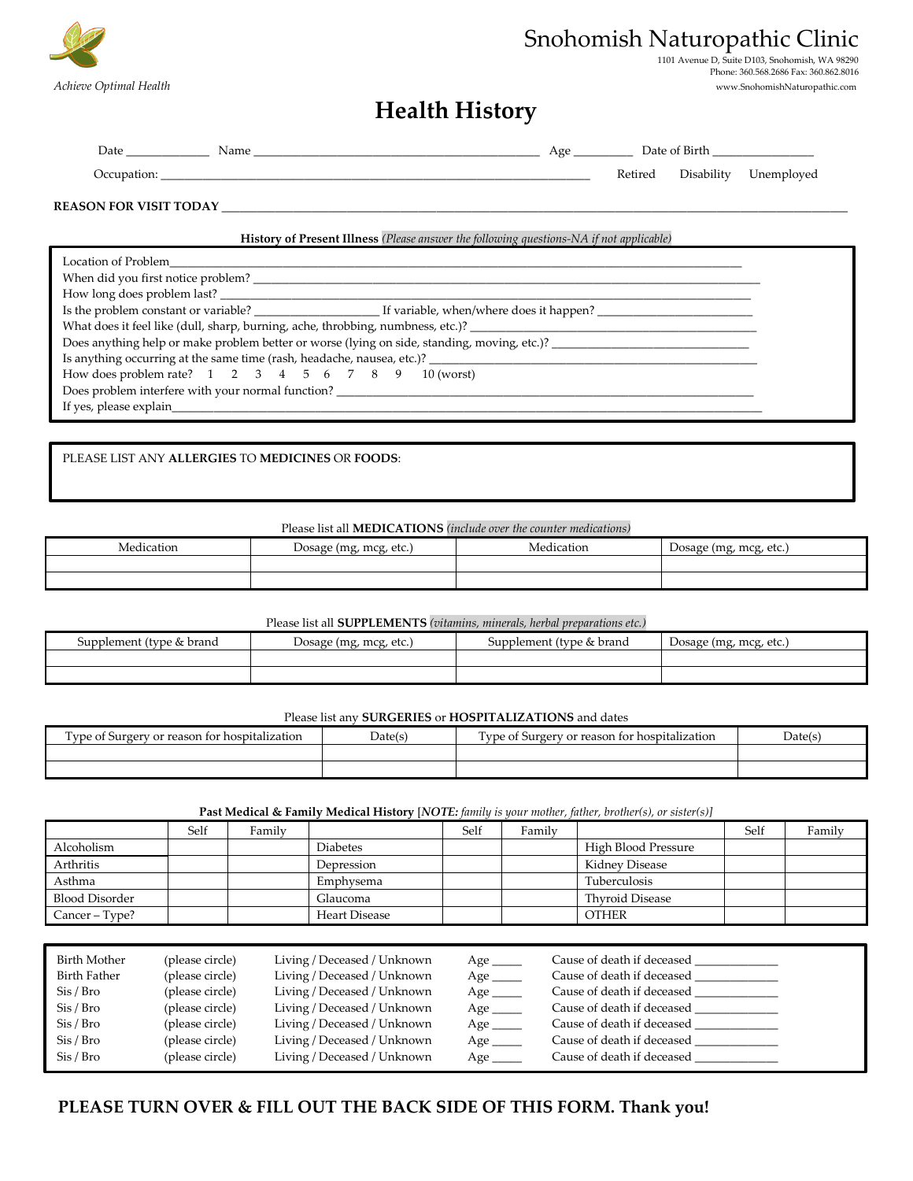Achieve Optimal Health

# Snohomish Naturopathic Clinic

1101 Avenue D, Suite D103, Snohomish, WA 98290
Phone: 360.568.2686 Fax: 360.862.8016
www.SnohomishNaturopathic.com

# Health History

Date ____________ Name ____________________________________________ Age ________ Date of Birth _______________

Occupation: ______________________________________________________________ Retired Disability Unemployed

**REASON FOR VISIT TODAY** ____________________________________________________________________________________

**History of Present Illness** *(Please answer the following questions-NA if not applicable)*

Location of Problem______________________________________________________________________________
When did you first notice problem? _________________________________________________________________
How long does problem last? _______________________________________________________________________
Is the problem constant or variable? ___________________ If variable, when/where does it happen? ________________________
What does it feel like (dull, sharp, burning, ache, throbbing, numbness, etc.)? _______________________________________
Does anything help or make problem better or worse (lying on side, standing, moving, etc.)? ____________________________
Is anything occurring at the same time (rash, headache, nausea, etc.)? ____________________________________________
How does problem rate? 1 2 3 4 5 6 7 8 9 10 (worst)
Does problem interfere with your normal function? ______________________________________________________
If yes, please explain___________________________________________________________________________________

PLEASE LIST ANY **ALLERGIES** TO **MEDICINES** OR **FOODS**:

Please list all **MEDICATIONS** *(include over the counter medications)*

| Medication | Dosage (mg, mcg, etc.) | Medication | Dosage (mg, mcg, etc.) |
|---|---|---|---|
| | | | |
| | | | |

Please list all **SUPPLEMENTS** *(vitamins, minerals, herbal preparations etc.)*

| Supplement (type & brand | Dosage (mg, mcg, etc.) | Supplement (type & brand | Dosage (mg, mcg, etc.) |
|---|---|---|---|
| | | | |
| | | | |

Please list any **SURGERIES** or **HOSPITALIZATIONS** and dates

| Type of Surgery or reason for hospitalization | Date(s) | Type of Surgery or reason for hospitalization | Date(s) |
|---|---|---|---|
| | | | |
| | | | |

**Past Medical & Family Medical History** [***NOTE:*** *family is your mother, father, brother(s), or sister(s)*]

| | Self | Family | | Self | Family | | Self | Family |
|---|---|---|---|---|---|---|---|---|
| Alcoholism | | | Diabetes | | | High Blood Pressure | | |
| Arthritis | | | Depression | | | Kidney Disease | | |
| Asthma | | | Emphysema | | | Tuberculosis | | |
| Blood Disorder | | | Glaucoma | | | Thyroid Disease | | |
| Cancer – Type? | | | Heart Disease | | | OTHER | | |

| | | | | |
|---|---|---|---|---|
| Birth Mother | (please circle) | Living / Deceased / Unknown | Age ____ | Cause of death if deceased ____________ |
| Birth Father | (please circle) | Living / Deceased / Unknown | Age ____ | Cause of death if deceased ____________ |
| Sis / Bro | (please circle) | Living / Deceased / Unknown | Age ____ | Cause of death if deceased ____________ |
| Sis / Bro | (please circle) | Living / Deceased / Unknown | Age ____ | Cause of death if deceased ____________ |
| Sis / Bro | (please circle) | Living / Deceased / Unknown | Age ____ | Cause of death if deceased ____________ |
| Sis / Bro | (please circle) | Living / Deceased / Unknown | Age ____ | Cause of death if deceased ____________ |
| Sis / Bro | (please circle) | Living / Deceased / Unknown | Age ____ | Cause of death if deceased ____________ |

**PLEASE TURN OVER & FILL OUT THE BACK SIDE OF THIS FORM. Thank you!**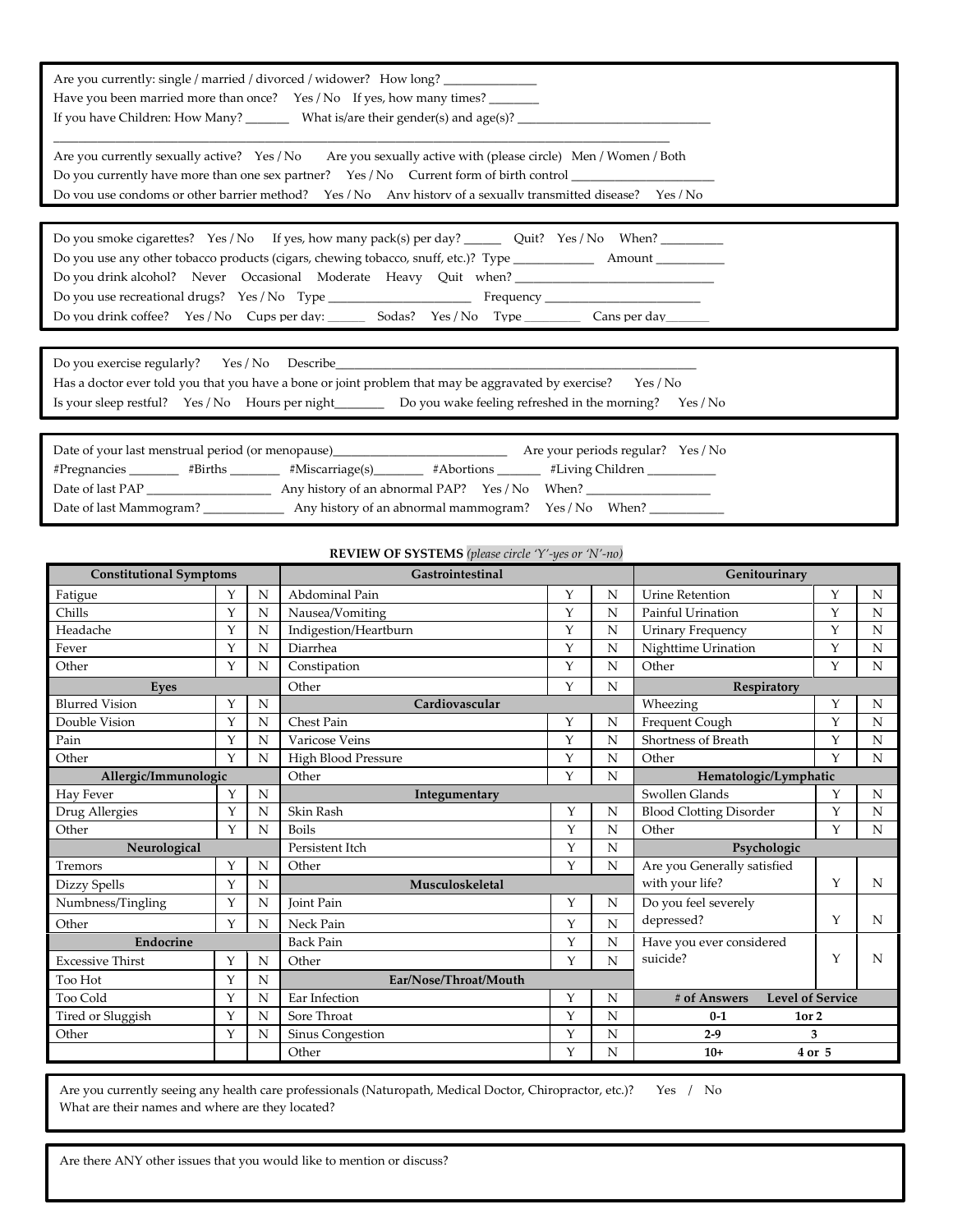Are you currently: single / married / divorced / widower? How long? _______________
Have you been married more than once? Yes / No If yes, how many times? ________
If you have Children: How Many? _______ What is/are their gender(s) and age(s)? ______________________________
______________________________________________________________________________________________

Are you currently sexually active? Yes / No Are you sexually active with (please circle) Men / Women / Both
Do you currently have more than one sex partner? Yes / No Current form of birth control ______________________
Do you use condoms or other barrier method? Yes / No Any history of a sexually transmitted disease? Yes / No

Do you smoke cigarettes? Yes / No If yes, how many pack(s) per day? ______ Quit? Yes / No When? _________
Do you use any other tobacco products (cigars, chewing tobacco, snuff, etc.)? Type ____________ Amount __________
Do you drink alcohol? Never Occasional Moderate Heavy Quit when? _______________________________
Do you use recreational drugs? Yes / No Type ______________________ Frequency ________________________
Do you drink coffee? Yes / No Cups per day: ______ Sodas? Yes / No Type _________ Cans per day_______

Do you exercise regularly? Yes / No Describe____________________________________________________________
Has a doctor ever told you that you have a bone or joint problem that may be aggravated by exercise? Yes / No
Is your sleep restful? Yes / No Hours per night_______ Do you wake feeling refreshed in the morning? Yes / No

Date of your last menstrual period (or menopause)___________________________ Are your periods regular? Yes / No
#Pregnancies _______ #Births ________ #Miscarriage(s)________ #Abortions _______ #Living Children __________
Date of last PAP ___________________ Any history of an abnormal PAP? Yes / No When? ___________________
Date of last Mammogram? ____________ Any history of an abnormal mammogram? Yes / No When? ___________

**REVIEW OF SYSTEMS** *(please circle 'Y'-yes or 'N'-no)*

| Constitutional Symptoms | | | Gastrointestinal | | | Genitourinary | | |
|---|---|---|---|---|---|---|---|---|
| Fatigue | Y | N | Abdominal Pain | Y | N | Urine Retention | Y | N |
| Chills | Y | N | Nausea/Vomiting | Y | N | Painful Urination | Y | N |
| Headache | Y | N | Indigestion/Heartburn | Y | N | Urinary Frequency | Y | N |
| Fever | Y | N | Diarrhea | Y | N | Nighttime Urination | Y | N |
| Other | Y | N | Constipation | Y | N | Other | Y | N |
| **Eyes** | | | Other | Y | N | **Respiratory** | | |
| Blurred Vision | Y | N | **Cardiovascular** | | | Wheezing | Y | N |
| Double Vision | Y | N | Chest Pain | Y | N | Frequent Cough | Y | N |
| Pain | Y | N | Varicose Veins | Y | N | Shortness of Breath | Y | N |
| Other | Y | N | High Blood Pressure | Y | N | Other | Y | N |
| **Allergic/Immunologic** | | | Other | Y | N | **Hematologic/Lymphatic** | | |
| Hay Fever | Y | N | **Integumentary** | | | Swollen Glands | Y | N |
| Drug Allergies | Y | N | Skin Rash | Y | N | Blood Clotting Disorder | Y | N |
| Other | Y | N | Boils | Y | N | Other | Y | N |
| **Neurological** | | | Persistent Itch | Y | N | **Psychologic** | | |
| Tremors | Y | N | Other | Y | N | Are you Generally satisfied with your life? | Y | N |
| Dizzy Spells | Y | N | **Musculoskeletal** | | | | | |
| Numbness/Tingling | Y | N | Joint Pain | Y | N | Do you feel severely depressed? | Y | N |
| Other | Y | N | Neck Pain | Y | N | | | |
| **Endocrine** | | | Back Pain | Y | N | Have you ever considered suicide? | Y | N |
| Excessive Thirst | Y | N | Other | Y | N | | | |
| Too Hot | Y | N | **Ear/Nose/Throat/Mouth** | | | | | |
| Too Cold | Y | N | Ear Infection | Y | N | **# of Answers** | **Level of Service** | |
| Tired or Sluggish | Y | N | Sore Throat | Y | N | **0-1** | **1or 2** | |
| Other | Y | N | Sinus Congestion | Y | N | **2-9** | **3** | |
| | | | Other | Y | N | **10+** | **4 or 5** | |

Are you currently seeing any health care professionals (Naturopath, Medical Doctor, Chiropractor, etc.)? Yes / No
What are their names and where are they located?

Are there ANY other issues that you would like to mention or discuss?